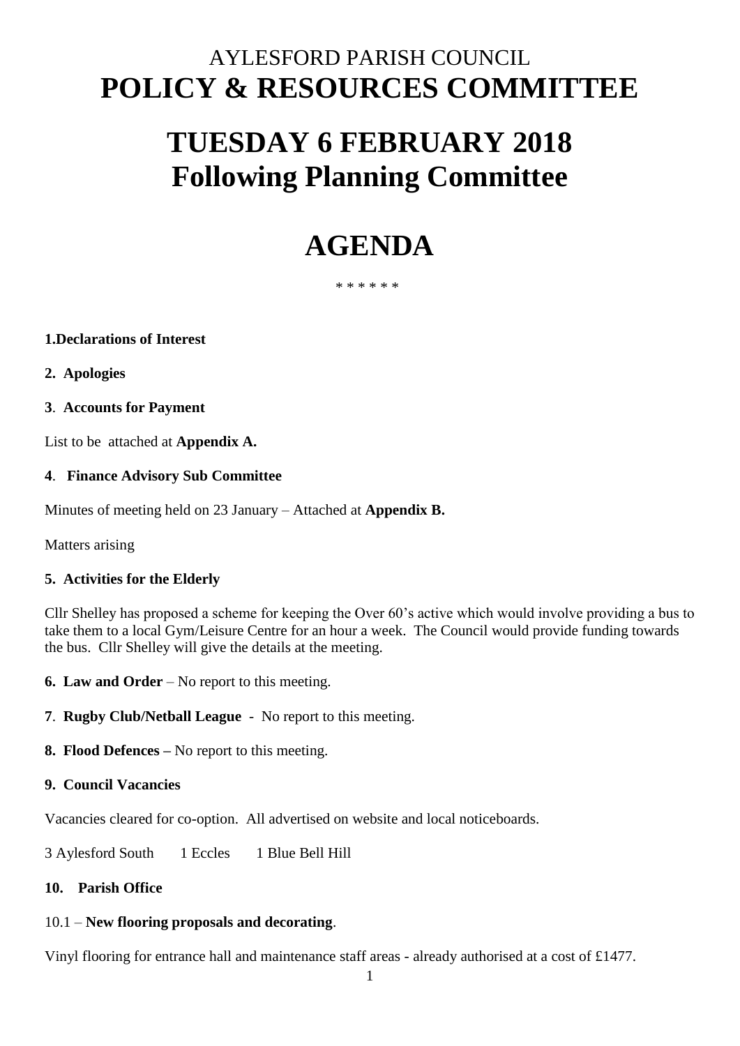# AYLESFORD PARISH COUNCIL

# POLICY & RESOURCES COMMITTEE

# TUESDAY 6 FEBRUARY 2018

## Following Planning Committee

# AGENDA

\* \* \* \* \* \*

**1.Declarations of Interest**

**2. Apologies**

**3. Accounts for Payment**

List to be attached at **Appendix A.**

**4. Finance Advisory Sub Committee**

Minutes of meeting held on 23 January – Attached at **Appendix B.**

Matters arising

**5. Activities for the Elderly**

Cllr Shelley has proposed a scheme for keeping the Over 60's active which would involve providing a bus to take them to a local Gym/Leisure Centre for an hour a week. The Council would provide funding towards the bus. Cllr Shelley will give the details at the meeting.

**6. Law and Order** – No report to this meeting.

**7. Rugby Club/Netball League** - No report to this meeting.

**8. Flood Defences –** No report to this meeting.

**9. Council Vacancies**

Vacancies cleared for co-option. All advertised on website and local noticeboards.

3 Aylesford South 1 Eccles 1 Blue Bell Hill

**10. Parish Office**

10.1 – **New flooring proposals and decorating**.

Vinyl flooring for entrance hall and maintenance staff areas - already authorised at a cost of £1477.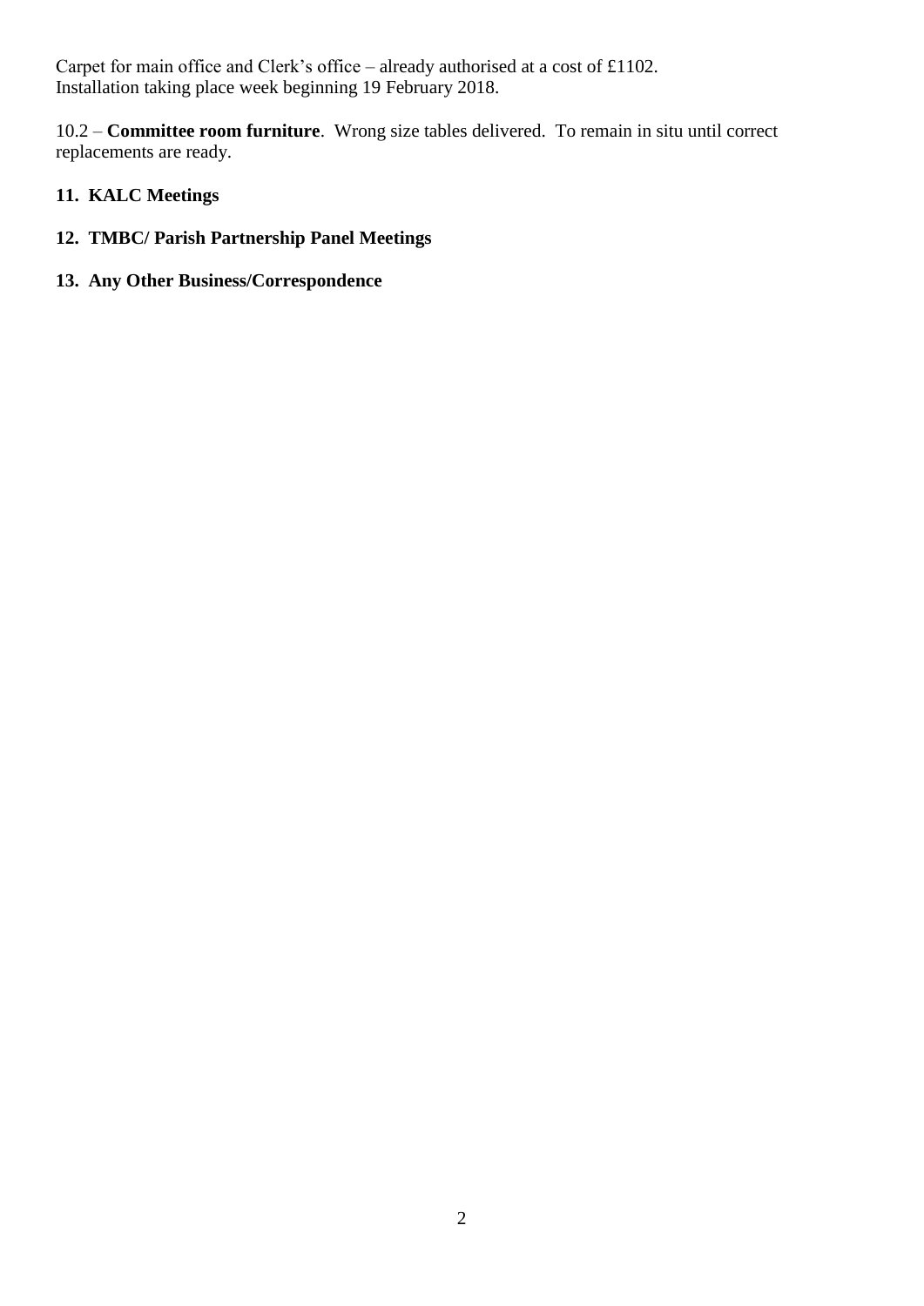Carpet for main office and Clerk's office – already authorised at a cost of £1102.
Installation taking place week beginning 19 February 2018.

10.2 – **Committee room furniture**. Wrong size tables delivered. To remain in situ until correct replacements are ready.

**11. KALC Meetings**

**12. TMBC/ Parish Partnership Panel Meetings**

**13. Any Other Business/Correspondence**